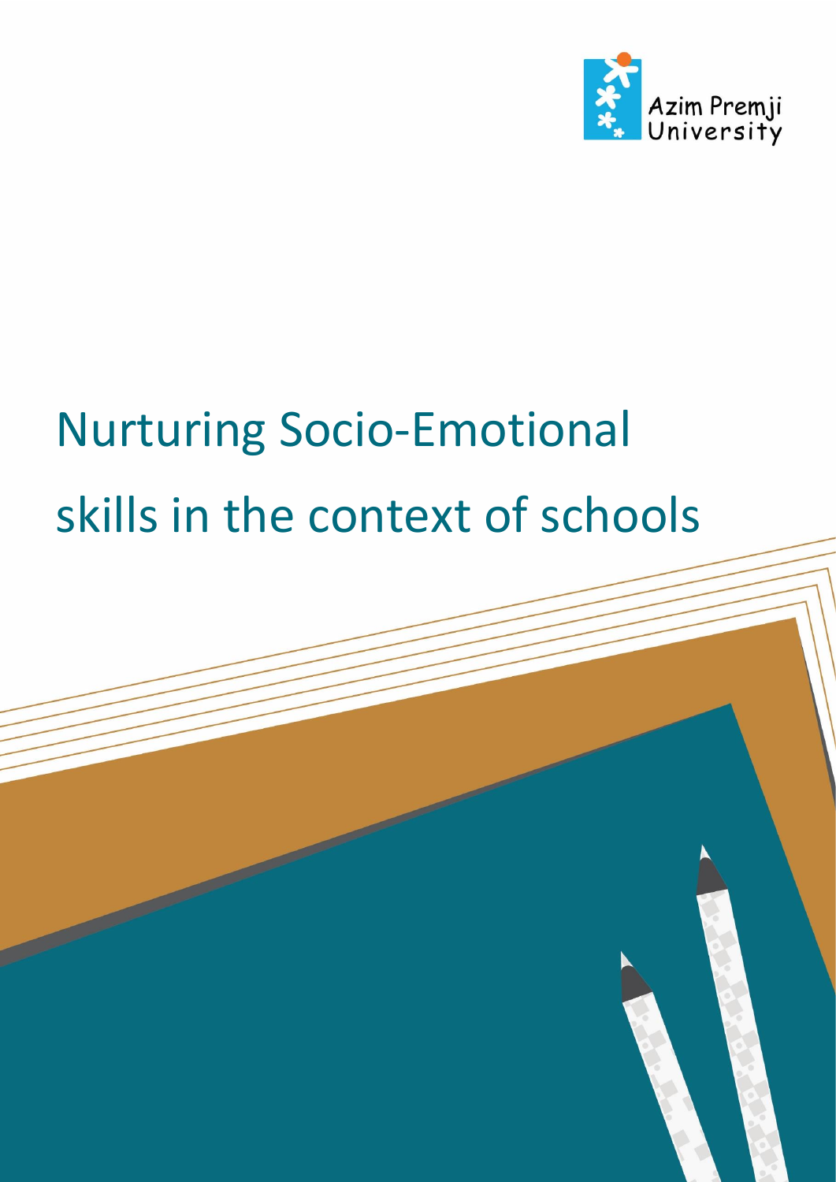Azim Premji University

# Nurturing Socio-Emotional skills in the context of schools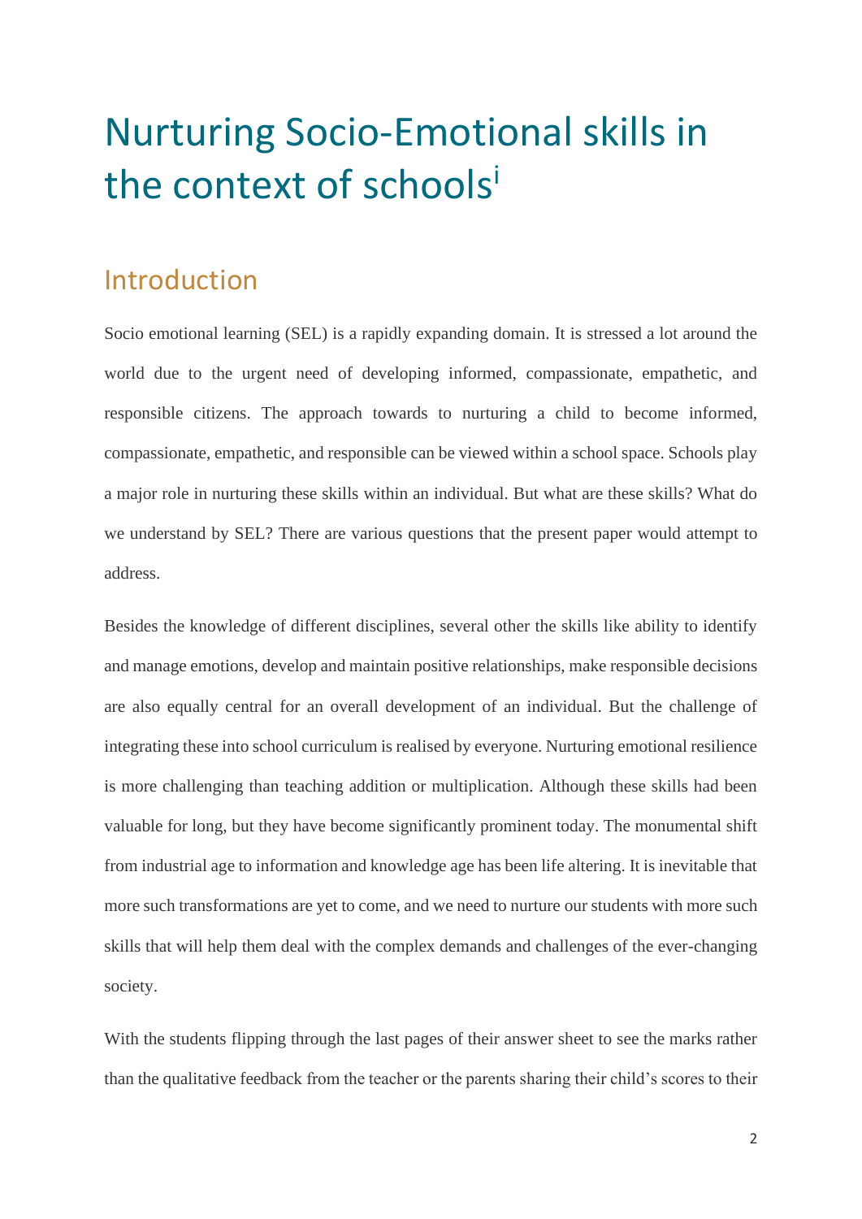# Nurturing Socio-Emotional skills in the context of schools[i]

## Introduction

Socio emotional learning (SEL) is a rapidly expanding domain. It is stressed a lot around the world due to the urgent need of developing informed, compassionate, empathetic, and responsible citizens. The approach towards to nurturing a child to become informed, compassionate, empathetic, and responsible can be viewed within a school space. Schools play a major role in nurturing these skills within an individual. But what are these skills? What do we understand by SEL? There are various questions that the present paper would attempt to address.

Besides the knowledge of different disciplines, several other the skills like ability to identify and manage emotions, develop and maintain positive relationships, make responsible decisions are also equally central for an overall development of an individual. But the challenge of integrating these into school curriculum is realised by everyone. Nurturing emotional resilience is more challenging than teaching addition or multiplication. Although these skills had been valuable for long, but they have become significantly prominent today. The monumental shift from industrial age to information and knowledge age has been life altering. It is inevitable that more such transformations are yet to come, and we need to nurture our students with more such skills that will help them deal with the complex demands and challenges of the ever-changing society.

With the students flipping through the last pages of their answer sheet to see the marks rather than the qualitative feedback from the teacher or the parents sharing their child's scores to their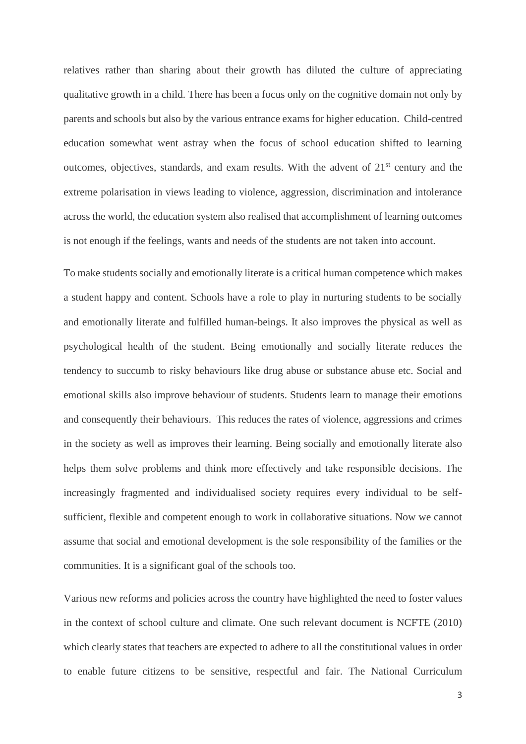relatives rather than sharing about their growth has diluted the culture of appreciating qualitative growth in a child. There has been a focus only on the cognitive domain not only by parents and schools but also by the various entrance exams for higher education. Child-centred education somewhat went astray when the focus of school education shifted to learning outcomes, objectives, standards, and exam results. With the advent of 21st century and the extreme polarisation in views leading to violence, aggression, discrimination and intolerance across the world, the education system also realised that accomplishment of learning outcomes is not enough if the feelings, wants and needs of the students are not taken into account.

To make students socially and emotionally literate is a critical human competence which makes a student happy and content. Schools have a role to play in nurturing students to be socially and emotionally literate and fulfilled human-beings. It also improves the physical as well as psychological health of the student. Being emotionally and socially literate reduces the tendency to succumb to risky behaviours like drug abuse or substance abuse etc. Social and emotional skills also improve behaviour of students. Students learn to manage their emotions and consequently their behaviours. This reduces the rates of violence, aggressions and crimes in the society as well as improves their learning. Being socially and emotionally literate also helps them solve problems and think more effectively and take responsible decisions. The increasingly fragmented and individualised society requires every individual to be self-sufficient, flexible and competent enough to work in collaborative situations. Now we cannot assume that social and emotional development is the sole responsibility of the families or the communities. It is a significant goal of the schools too.

Various new reforms and policies across the country have highlighted the need to foster values in the context of school culture and climate. One such relevant document is NCFTE (2010) which clearly states that teachers are expected to adhere to all the constitutional values in order to enable future citizens to be sensitive, respectful and fair. The National Curriculum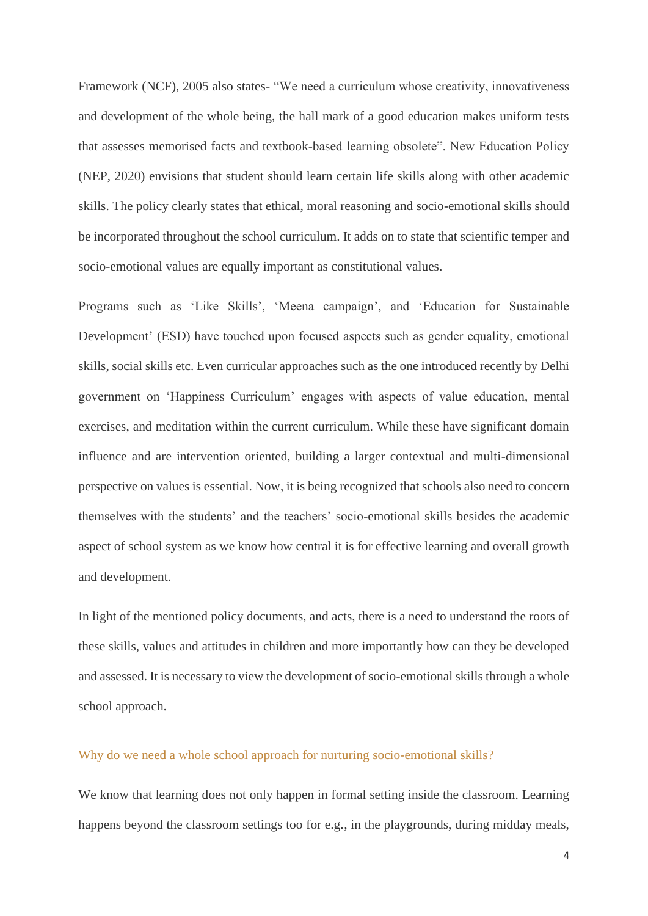Framework (NCF), 2005 also states- "We need a curriculum whose creativity, innovativeness and development of the whole being, the hall mark of a good education makes uniform tests that assesses memorised facts and textbook-based learning obsolete". New Education Policy (NEP, 2020) envisions that student should learn certain life skills along with other academic skills. The policy clearly states that ethical, moral reasoning and socio-emotional skills should be incorporated throughout the school curriculum. It adds on to state that scientific temper and socio-emotional values are equally important as constitutional values.

Programs such as 'Like Skills', 'Meena campaign', and 'Education for Sustainable Development' (ESD) have touched upon focused aspects such as gender equality, emotional skills, social skills etc. Even curricular approaches such as the one introduced recently by Delhi government on 'Happiness Curriculum' engages with aspects of value education, mental exercises, and meditation within the current curriculum. While these have significant domain influence and are intervention oriented, building a larger contextual and multi-dimensional perspective on values is essential. Now, it is being recognized that schools also need to concern themselves with the students' and the teachers' socio-emotional skills besides the academic aspect of school system as we know how central it is for effective learning and overall growth and development.

In light of the mentioned policy documents, and acts, there is a need to understand the roots of these skills, values and attitudes in children and more importantly how can they be developed and assessed. It is necessary to view the development of socio-emotional skills through a whole school approach.

### Why do we need a whole school approach for nurturing socio-emotional skills?

We know that learning does not only happen in formal setting inside the classroom. Learning happens beyond the classroom settings too for e.g., in the playgrounds, during midday meals,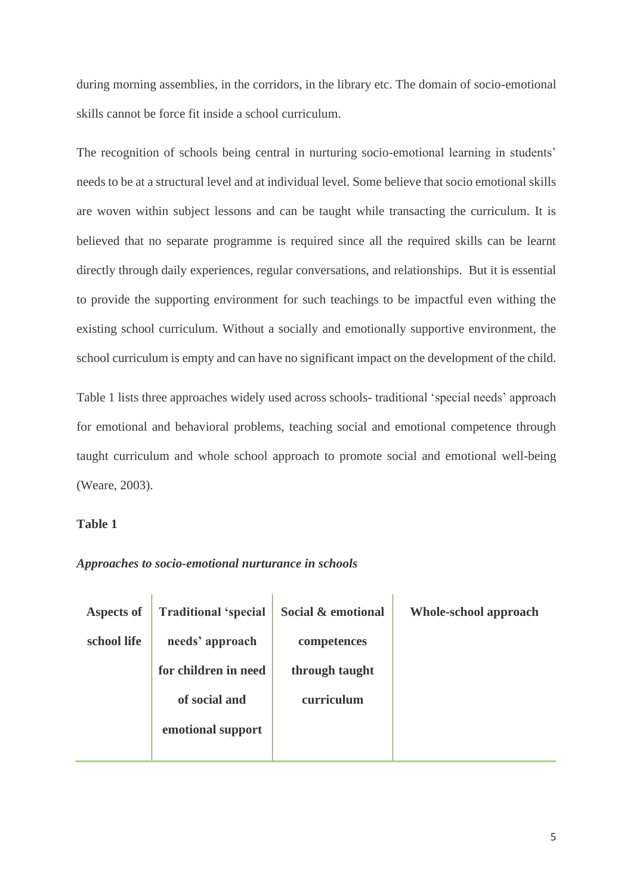during morning assemblies, in the corridors, in the library etc. The domain of socio-emotional skills cannot be force fit inside a school curriculum.

The recognition of schools being central in nurturing socio-emotional learning in students' needs to be at a structural level and at individual level. Some believe that socio emotional skills are woven within subject lessons and can be taught while transacting the curriculum. It is believed that no separate programme is required since all the required skills can be learnt directly through daily experiences, regular conversations, and relationships. But it is essential to provide the supporting environment for such teachings to be impactful even withing the existing school curriculum. Without a socially and emotionally supportive environment, the school curriculum is empty and can have no significant impact on the development of the child.

Table 1 lists three approaches widely used across schools- traditional 'special needs' approach for emotional and behavioral problems, teaching social and emotional competence through taught curriculum and whole school approach to promote social and emotional well-being (Weare, 2003).

**Table 1**

***Approaches to socio-emotional nurturance in schools***

| **Aspects of school life** | **Traditional 'special needs' approach for children in need of social and emotional support** | **Social & emotional competences through taught curriculum** | **Whole-school approach** |
|---|---|---|---|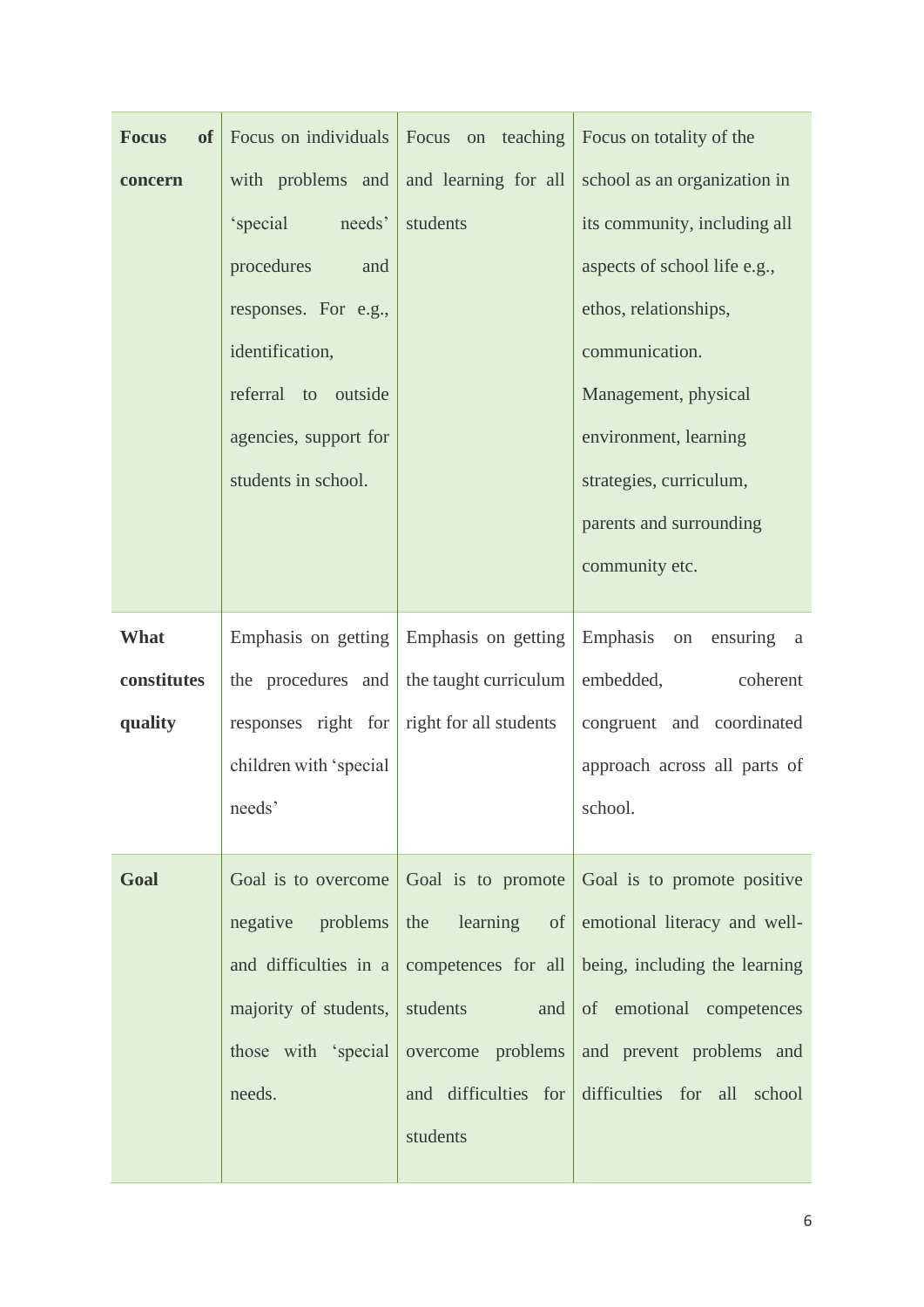| | | | |
|---|---|---|---|
| **Focus of concern** | Focus on individuals with problems and 'special needs' procedures and responses. For e.g., identification, referral to outside agencies, support for students in school. | Focus on teaching and learning for all students | Focus on totality of the school as an organization in its community, including all aspects of school life e.g., ethos, relationships, communication. Management, physical environment, learning strategies, curriculum, parents and surrounding community etc. |
| **What constitutes quality** | Emphasis on getting the procedures and responses right for children with 'special needs' | Emphasis on getting the taught curriculum right for all students | Emphasis on ensuring a embedded, coherent congruent and coordinated approach across all parts of school. |
| **Goal** | Goal is to overcome negative problems and difficulties in a majority of students, those with 'special needs. | Goal is to promote the learning of competences for all students and overcome problems and difficulties for students | Goal is to promote positive emotional literacy and well-being, including the learning of emotional competences and prevent problems and difficulties for all school |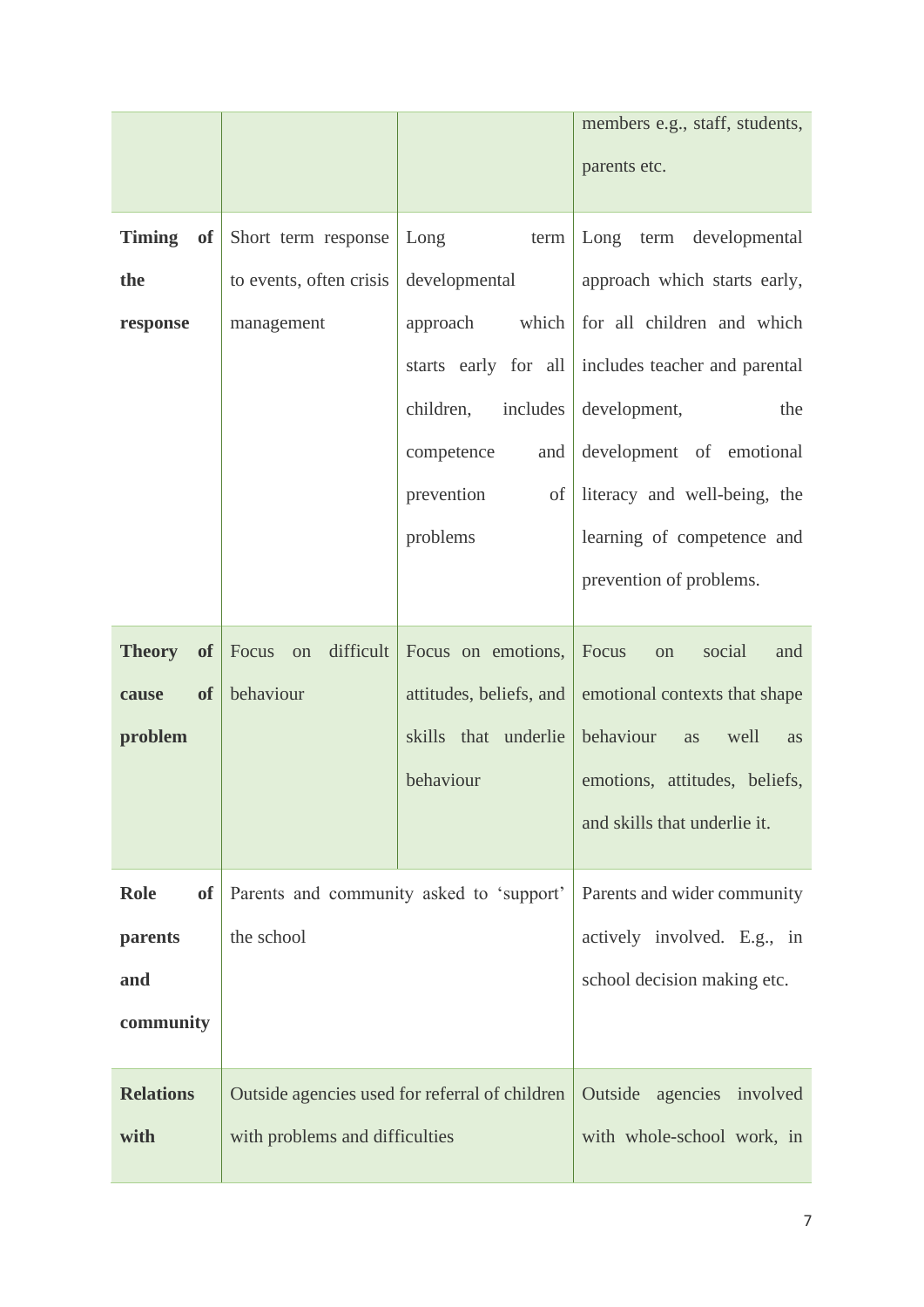| | | | |
|---|---|---|---|
| | | | members e.g., staff, students, parents etc. |
| **Timing of the response** | Short term response to events, often crisis management | Long term developmental approach which starts early for all children, includes competence and prevention of problems | Long term developmental approach which starts early, for all children and which includes teacher and parental development, the development of emotional literacy and well-being, the learning of competence and prevention of problems. |
| **Theory of cause of problem** | Focus on difficult behaviour | Focus on emotions, attitudes, beliefs, and skills that underlie behaviour | Focus on social and emotional contexts that shape behaviour as well as emotions, attitudes, beliefs, and skills that underlie it. |
| **Role of parents and community** | Parents and community asked to 'support' the school | | Parents and wider community actively involved. E.g., in school decision making etc. |
| **Relations with** | Outside agencies used for referral of children with problems and difficulties | | Outside agencies involved with whole-school work, in |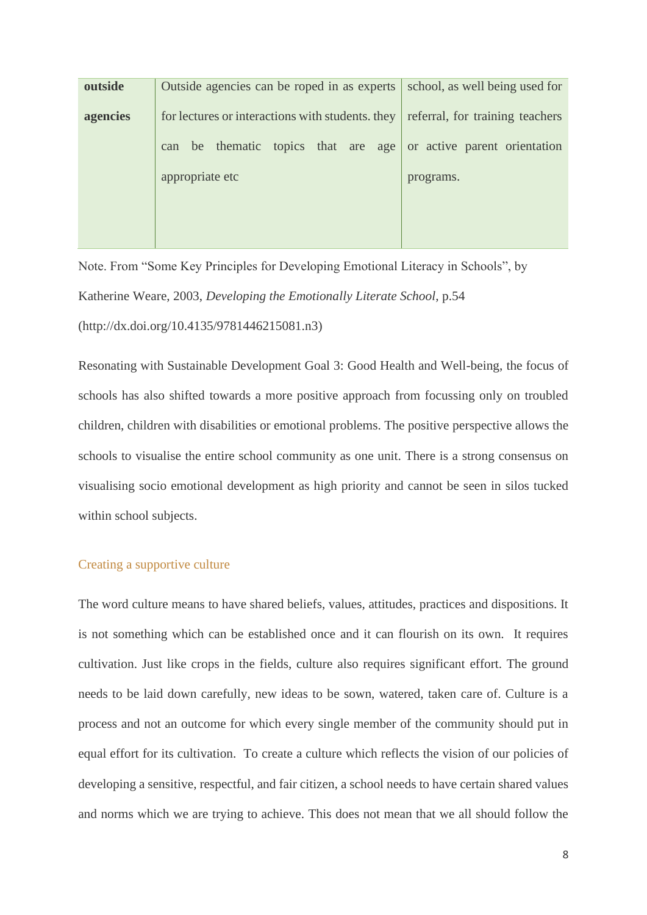| outside agencies | Outside agencies can be roped in as experts for lectures or interactions with students. they can be thematic topics that are age appropriate etc | school, as well being used for referral, for training teachers or active parent orientation programs. |
|---|---|---|

Note. From "Some Key Principles for Developing Emotional Literacy in Schools", by Katherine Weare, 2003, *Developing the Emotionally Literate School*, p.54 (http://dx.doi.org/10.4135/9781446215081.n3)

Resonating with Sustainable Development Goal 3: Good Health and Well-being, the focus of schools has also shifted towards a more positive approach from focussing only on troubled children, children with disabilities or emotional problems. The positive perspective allows the schools to visualise the entire school community as one unit. There is a strong consensus on visualising socio emotional development as high priority and cannot be seen in silos tucked within school subjects.

### Creating a supportive culture

The word culture means to have shared beliefs, values, attitudes, practices and dispositions. It is not something which can be established once and it can flourish on its own. It requires cultivation. Just like crops in the fields, culture also requires significant effort. The ground needs to be laid down carefully, new ideas to be sown, watered, taken care of. Culture is a process and not an outcome for which every single member of the community should put in equal effort for its cultivation. To create a culture which reflects the vision of our policies of developing a sensitive, respectful, and fair citizen, a school needs to have certain shared values and norms which we are trying to achieve. This does not mean that we all should follow the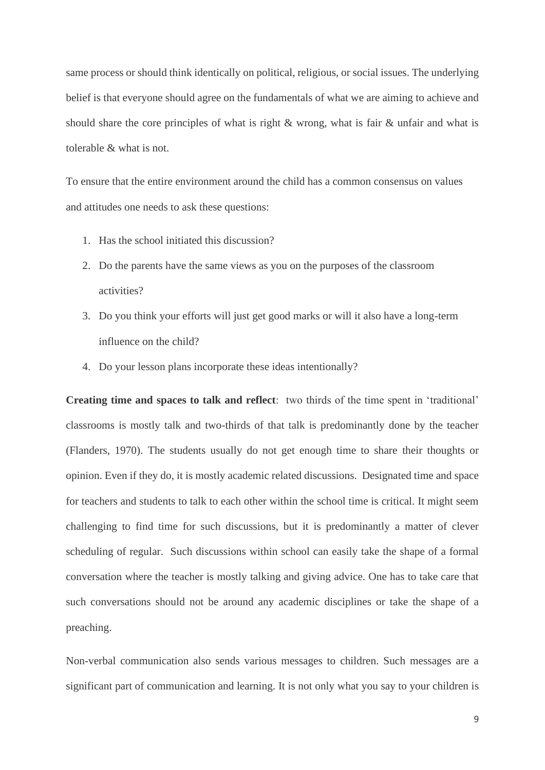same process or should think identically on political, religious, or social issues. The underlying belief is that everyone should agree on the fundamentals of what we are aiming to achieve and should share the core principles of what is right & wrong, what is fair & unfair and what is tolerable & what is not.

To ensure that the entire environment around the child has a common consensus on values and attitudes one needs to ask these questions:

1. Has the school initiated this discussion?
2. Do the parents have the same views as you on the purposes of the classroom activities?
3. Do you think your efforts will just get good marks or will it also have a long-term influence on the child?
4. Do your lesson plans incorporate these ideas intentionally?

**Creating time and spaces to talk and reflect**: two thirds of the time spent in 'traditional' classrooms is mostly talk and two-thirds of that talk is predominantly done by the teacher (Flanders, 1970). The students usually do not get enough time to share their thoughts or opinion. Even if they do, it is mostly academic related discussions. Designated time and space for teachers and students to talk to each other within the school time is critical. It might seem challenging to find time for such discussions, but it is predominantly a matter of clever scheduling of regular. Such discussions within school can easily take the shape of a formal conversation where the teacher is mostly talking and giving advice. One has to take care that such conversations should not be around any academic disciplines or take the shape of a preaching.

Non-verbal communication also sends various messages to children. Such messages are a significant part of communication and learning. It is not only what you say to your children is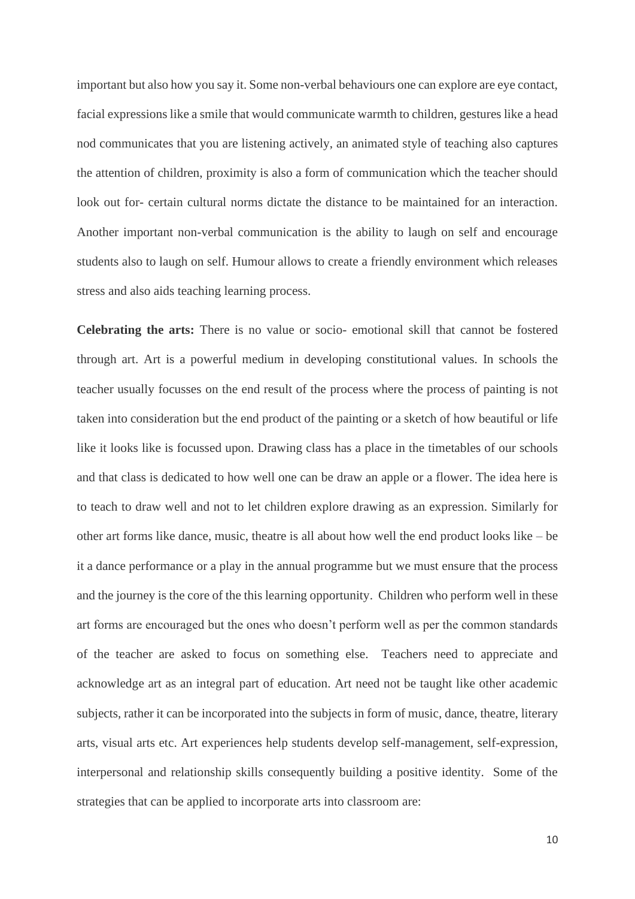important but also how you say it. Some non-verbal behaviours one can explore are eye contact, facial expressions like a smile that would communicate warmth to children, gestures like a head nod communicates that you are listening actively, an animated style of teaching also captures the attention of children, proximity is also a form of communication which the teacher should look out for- certain cultural norms dictate the distance to be maintained for an interaction. Another important non-verbal communication is the ability to laugh on self and encourage students also to laugh on self. Humour allows to create a friendly environment which releases stress and also aids teaching learning process.

**Celebrating the arts:** There is no value or socio- emotional skill that cannot be fostered through art. Art is a powerful medium in developing constitutional values. In schools the teacher usually focusses on the end result of the process where the process of painting is not taken into consideration but the end product of the painting or a sketch of how beautiful or life like it looks like is focussed upon. Drawing class has a place in the timetables of our schools and that class is dedicated to how well one can be draw an apple or a flower. The idea here is to teach to draw well and not to let children explore drawing as an expression. Similarly for other art forms like dance, music, theatre is all about how well the end product looks like – be it a dance performance or a play in the annual programme but we must ensure that the process and the journey is the core of the this learning opportunity. Children who perform well in these art forms are encouraged but the ones who doesn't perform well as per the common standards of the teacher are asked to focus on something else. Teachers need to appreciate and acknowledge art as an integral part of education. Art need not be taught like other academic subjects, rather it can be incorporated into the subjects in form of music, dance, theatre, literary arts, visual arts etc. Art experiences help students develop self-management, self-expression, interpersonal and relationship skills consequently building a positive identity. Some of the strategies that can be applied to incorporate arts into classroom are: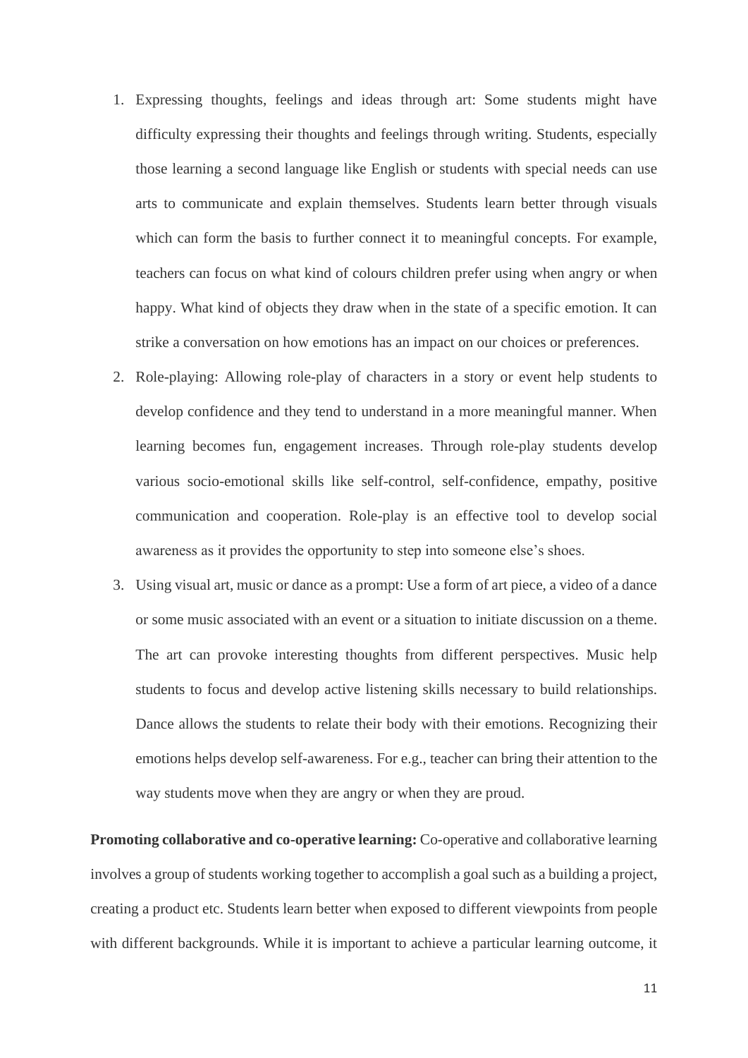1. Expressing thoughts, feelings and ideas through art: Some students might have difficulty expressing their thoughts and feelings through writing. Students, especially those learning a second language like English or students with special needs can use arts to communicate and explain themselves. Students learn better through visuals which can form the basis to further connect it to meaningful concepts. For example, teachers can focus on what kind of colours children prefer using when angry or when happy. What kind of objects they draw when in the state of a specific emotion. It can strike a conversation on how emotions has an impact on our choices or preferences.
2. Role-playing: Allowing role-play of characters in a story or event help students to develop confidence and they tend to understand in a more meaningful manner. When learning becomes fun, engagement increases. Through role-play students develop various socio-emotional skills like self-control, self-confidence, empathy, positive communication and cooperation. Role-play is an effective tool to develop social awareness as it provides the opportunity to step into someone else's shoes.
3. Using visual art, music or dance as a prompt: Use a form of art piece, a video of a dance or some music associated with an event or a situation to initiate discussion on a theme. The art can provoke interesting thoughts from different perspectives. Music help students to focus and develop active listening skills necessary to build relationships. Dance allows the students to relate their body with their emotions. Recognizing their emotions helps develop self-awareness. For e.g., teacher can bring their attention to the way students move when they are angry or when they are proud.

**Promoting collaborative and co-operative learning:** Co-operative and collaborative learning involves a group of students working together to accomplish a goal such as a building a project, creating a product etc. Students learn better when exposed to different viewpoints from people with different backgrounds. While it is important to achieve a particular learning outcome, it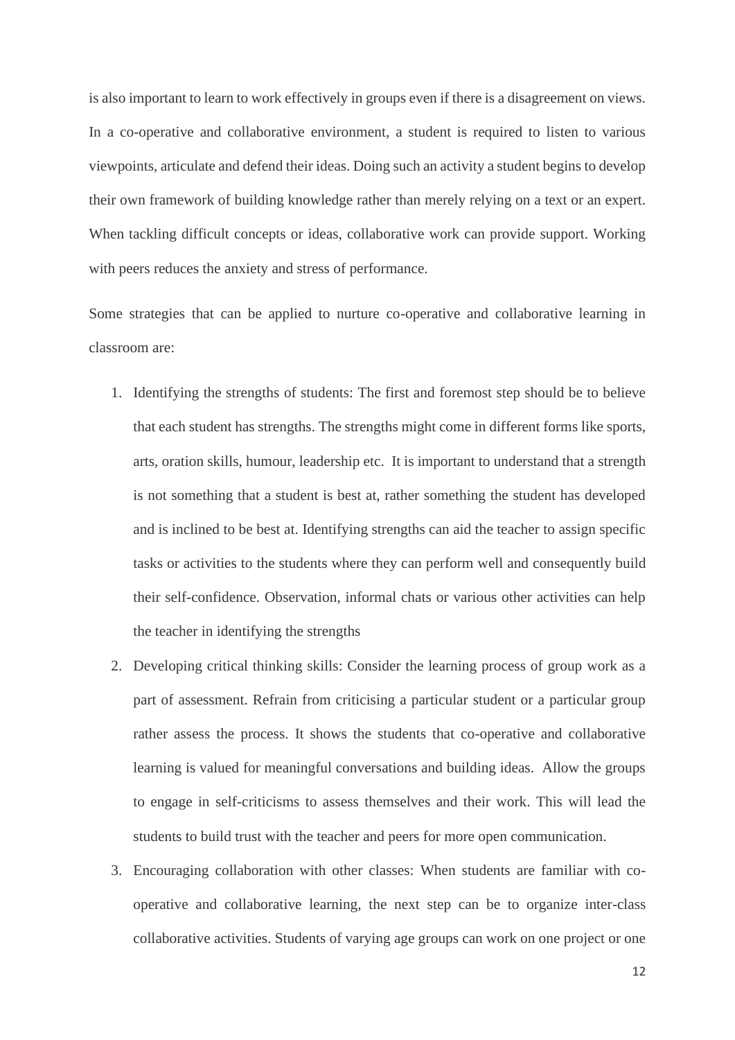is also important to learn to work effectively in groups even if there is a disagreement on views. In a co-operative and collaborative environment, a student is required to listen to various viewpoints, articulate and defend their ideas. Doing such an activity a student begins to develop their own framework of building knowledge rather than merely relying on a text or an expert. When tackling difficult concepts or ideas, collaborative work can provide support. Working with peers reduces the anxiety and stress of performance.

Some strategies that can be applied to nurture co-operative and collaborative learning in classroom are:

1. Identifying the strengths of students: The first and foremost step should be to believe that each student has strengths. The strengths might come in different forms like sports, arts, oration skills, humour, leadership etc. It is important to understand that a strength is not something that a student is best at, rather something the student has developed and is inclined to be best at. Identifying strengths can aid the teacher to assign specific tasks or activities to the students where they can perform well and consequently build their self-confidence. Observation, informal chats or various other activities can help the teacher in identifying the strengths
2. Developing critical thinking skills: Consider the learning process of group work as a part of assessment. Refrain from criticising a particular student or a particular group rather assess the process. It shows the students that co-operative and collaborative learning is valued for meaningful conversations and building ideas. Allow the groups to engage in self-criticisms to assess themselves and their work. This will lead the students to build trust with the teacher and peers for more open communication.
3. Encouraging collaboration with other classes: When students are familiar with co-operative and collaborative learning, the next step can be to organize inter-class collaborative activities. Students of varying age groups can work on one project or one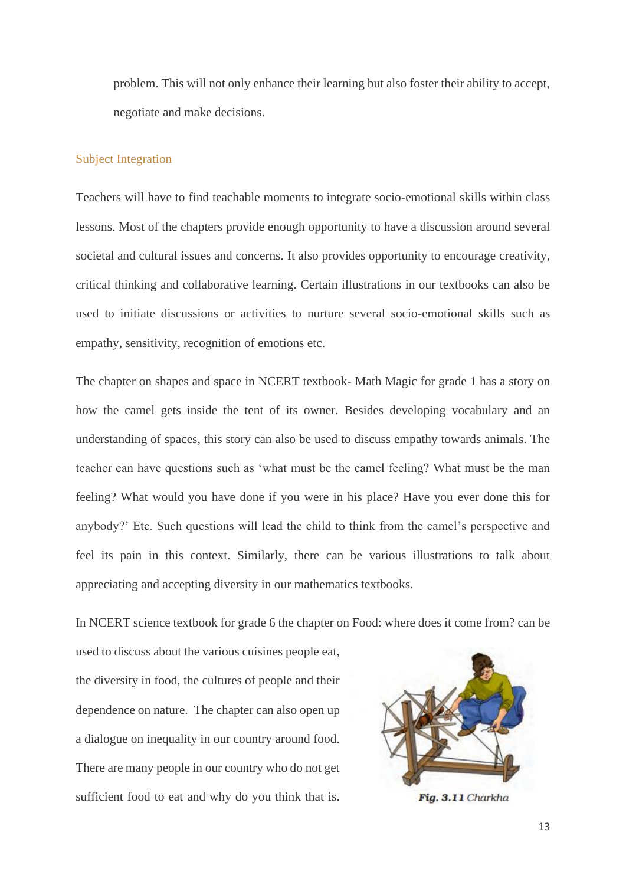problem. This will not only enhance their learning but also foster their ability to accept, negotiate and make decisions.

## Subject Integration

Teachers will have to find teachable moments to integrate socio-emotional skills within class lessons. Most of the chapters provide enough opportunity to have a discussion around several societal and cultural issues and concerns. It also provides opportunity to encourage creativity, critical thinking and collaborative learning. Certain illustrations in our textbooks can also be used to initiate discussions or activities to nurture several socio-emotional skills such as empathy, sensitivity, recognition of emotions etc.

The chapter on shapes and space in NCERT textbook- Math Magic for grade 1 has a story on how the camel gets inside the tent of its owner. Besides developing vocabulary and an understanding of spaces, this story can also be used to discuss empathy towards animals. The teacher can have questions such as 'what must be the camel feeling? What must be the man feeling? What would you have done if you were in his place? Have you ever done this for anybody?' Etc. Such questions will lead the child to think from the camel's perspective and feel its pain in this context. Similarly, there can be various illustrations to talk about appreciating and accepting diversity in our mathematics textbooks.

In NCERT science textbook for grade 6 the chapter on Food: where does it come from? can be used to discuss about the various cuisines people eat, the diversity in food, the cultures of people and their dependence on nature. The chapter can also open up a dialogue on inequality in our country around food. There are many people in our country who do not get sufficient food to eat and why do you think that is.

**Fig. 3.11** *Charkha*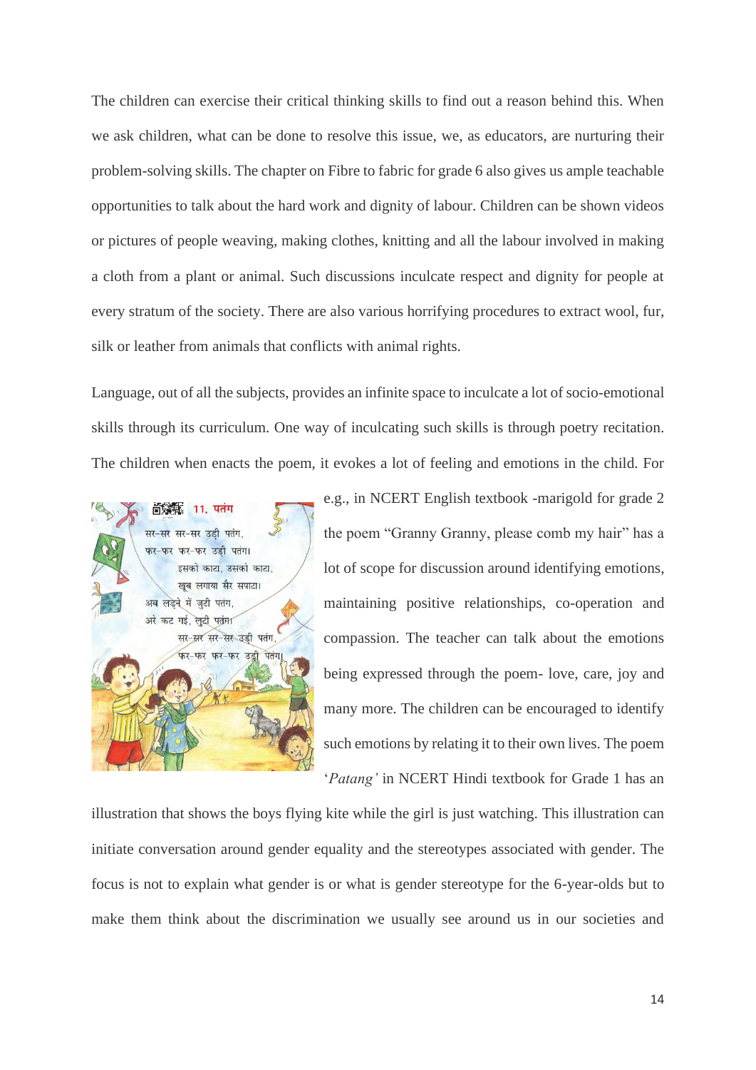The children can exercise their critical thinking skills to find out a reason behind this. When we ask children, what can be done to resolve this issue, we, as educators, are nurturing their problem-solving skills. The chapter on Fibre to fabric for grade 6 also gives us ample teachable opportunities to talk about the hard work and dignity of labour. Children can be shown videos or pictures of people weaving, making clothes, knitting and all the labour involved in making a cloth from a plant or animal. Such discussions inculcate respect and dignity for people at every stratum of the society. There are also various horrifying procedures to extract wool, fur, silk or leather from animals that conflicts with animal rights.

Language, out of all the subjects, provides an infinite space to inculcate a lot of socio-emotional skills through its curriculum. One way of inculcating such skills is through poetry recitation. The children when enacts the poem, it evokes a lot of feeling and emotions in the child. For e.g., in NCERT English textbook -marigold for grade 2 the poem "Granny Granny, please comb my hair" has a lot of scope for discussion around identifying emotions, maintaining positive relationships, co-operation and compassion. The teacher can talk about the emotions being expressed through the poem- love, care, joy and many more. The children can be encouraged to identify such emotions by relating it to their own lives. The poem '*Patang'* in NCERT Hindi textbook for Grade 1 has an illustration that shows the boys flying kite while the girl is just watching. This illustration can initiate conversation around gender equality and the stereotypes associated with gender. The focus is not to explain what gender is or what is gender stereotype for the 6-year-olds but to make them think about the discrimination we usually see around us in our societies and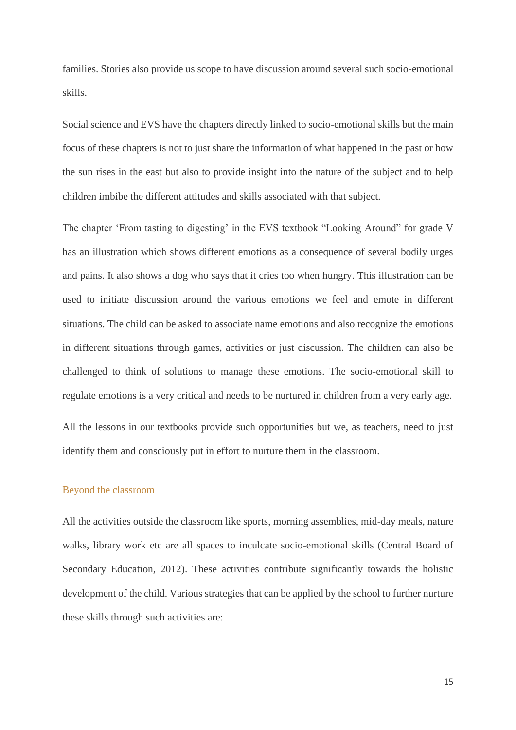families. Stories also provide us scope to have discussion around several such socio-emotional skills.

Social science and EVS have the chapters directly linked to socio-emotional skills but the main focus of these chapters is not to just share the information of what happened in the past or how the sun rises in the east but also to provide insight into the nature of the subject and to help children imbibe the different attitudes and skills associated with that subject.

The chapter 'From tasting to digesting' in the EVS textbook "Looking Around" for grade V has an illustration which shows different emotions as a consequence of several bodily urges and pains. It also shows a dog who says that it cries too when hungry. This illustration can be used to initiate discussion around the various emotions we feel and emote in different situations. The child can be asked to associate name emotions and also recognize the emotions in different situations through games, activities or just discussion. The children can also be challenged to think of solutions to manage these emotions. The socio-emotional skill to regulate emotions is a very critical and needs to be nurtured in children from a very early age.

All the lessons in our textbooks provide such opportunities but we, as teachers, need to just identify them and consciously put in effort to nurture them in the classroom.

## Beyond the classroom

All the activities outside the classroom like sports, morning assemblies, mid-day meals, nature walks, library work etc are all spaces to inculcate socio-emotional skills (Central Board of Secondary Education, 2012). These activities contribute significantly towards the holistic development of the child. Various strategies that can be applied by the school to further nurture these skills through such activities are: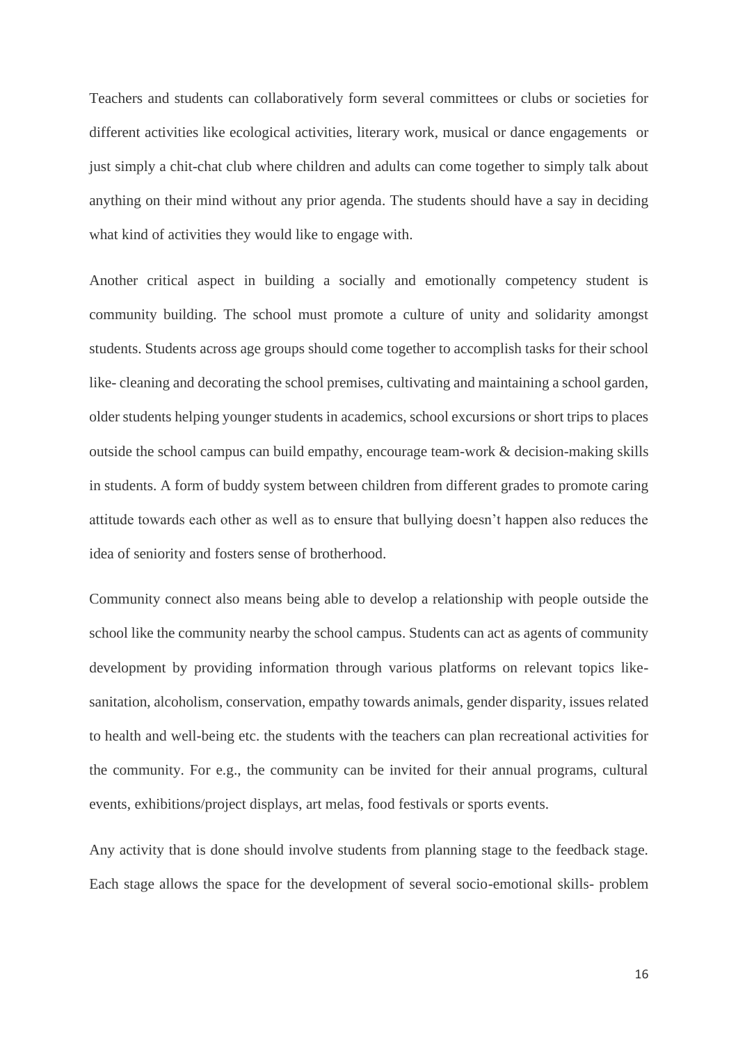Teachers and students can collaboratively form several committees or clubs or societies for different activities like ecological activities, literary work, musical or dance engagements or just simply a chit-chat club where children and adults can come together to simply talk about anything on their mind without any prior agenda. The students should have a say in deciding what kind of activities they would like to engage with.

Another critical aspect in building a socially and emotionally competency student is community building. The school must promote a culture of unity and solidarity amongst students. Students across age groups should come together to accomplish tasks for their school like- cleaning and decorating the school premises, cultivating and maintaining a school garden, older students helping younger students in academics, school excursions or short trips to places outside the school campus can build empathy, encourage team-work & decision-making skills in students. A form of buddy system between children from different grades to promote caring attitude towards each other as well as to ensure that bullying doesn't happen also reduces the idea of seniority and fosters sense of brotherhood.

Community connect also means being able to develop a relationship with people outside the school like the community nearby the school campus. Students can act as agents of community development by providing information through various platforms on relevant topics like- sanitation, alcoholism, conservation, empathy towards animals, gender disparity, issues related to health and well-being etc. the students with the teachers can plan recreational activities for the community. For e.g., the community can be invited for their annual programs, cultural events, exhibitions/project displays, art melas, food festivals or sports events.

Any activity that is done should involve students from planning stage to the feedback stage. Each stage allows the space for the development of several socio-emotional skills- problem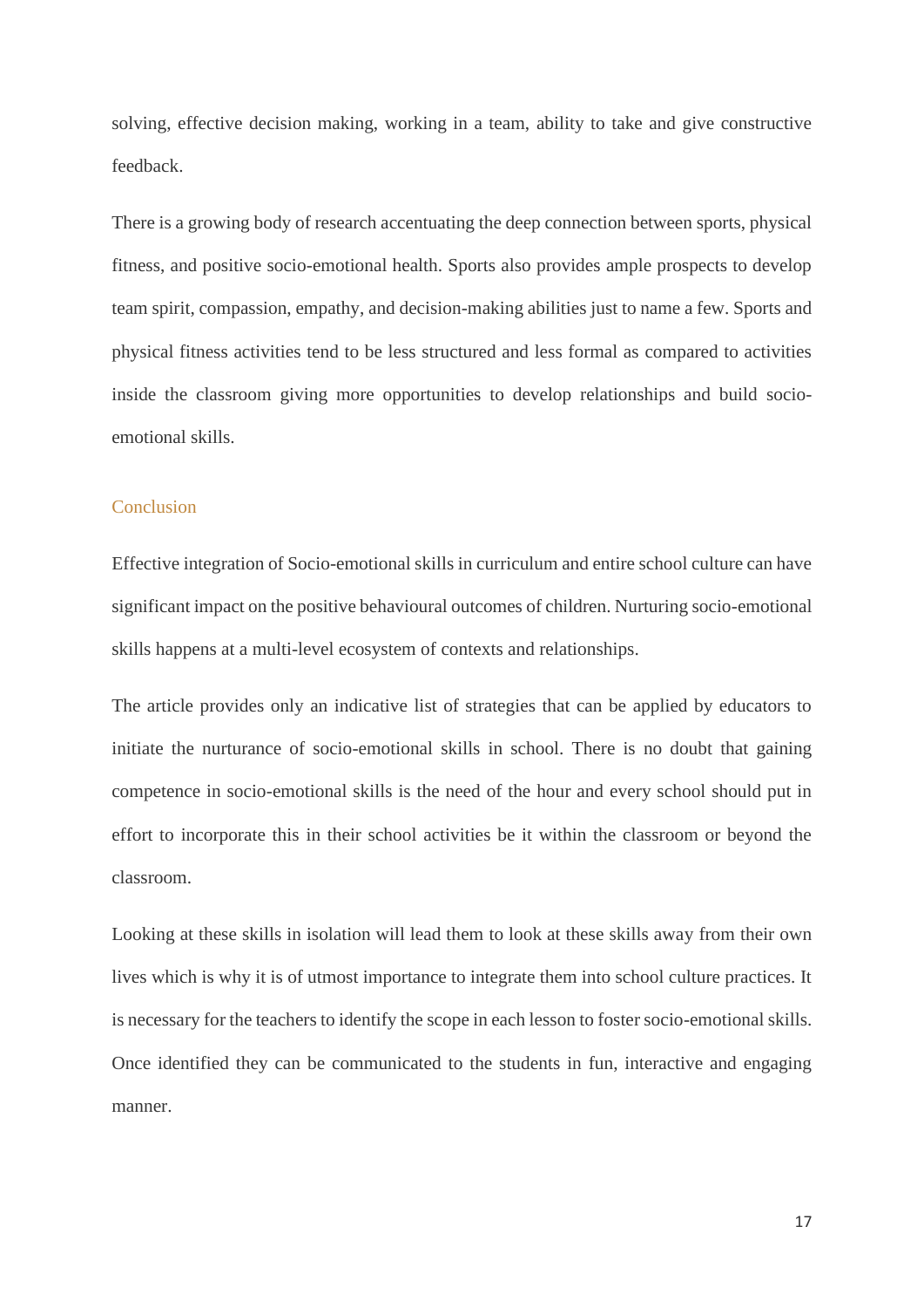solving, effective decision making, working in a team, ability to take and give constructive feedback.

There is a growing body of research accentuating the deep connection between sports, physical fitness, and positive socio-emotional health. Sports also provides ample prospects to develop team spirit, compassion, empathy, and decision-making abilities just to name a few. Sports and physical fitness activities tend to be less structured and less formal as compared to activities inside the classroom giving more opportunities to develop relationships and build socio-emotional skills.

## Conclusion

Effective integration of Socio-emotional skills in curriculum and entire school culture can have significant impact on the positive behavioural outcomes of children. Nurturing socio-emotional skills happens at a multi-level ecosystem of contexts and relationships.

The article provides only an indicative list of strategies that can be applied by educators to initiate the nurturance of socio-emotional skills in school. There is no doubt that gaining competence in socio-emotional skills is the need of the hour and every school should put in effort to incorporate this in their school activities be it within the classroom or beyond the classroom.

Looking at these skills in isolation will lead them to look at these skills away from their own lives which is why it is of utmost importance to integrate them into school culture practices. It is necessary for the teachers to identify the scope in each lesson to foster socio-emotional skills. Once identified they can be communicated to the students in fun, interactive and engaging manner.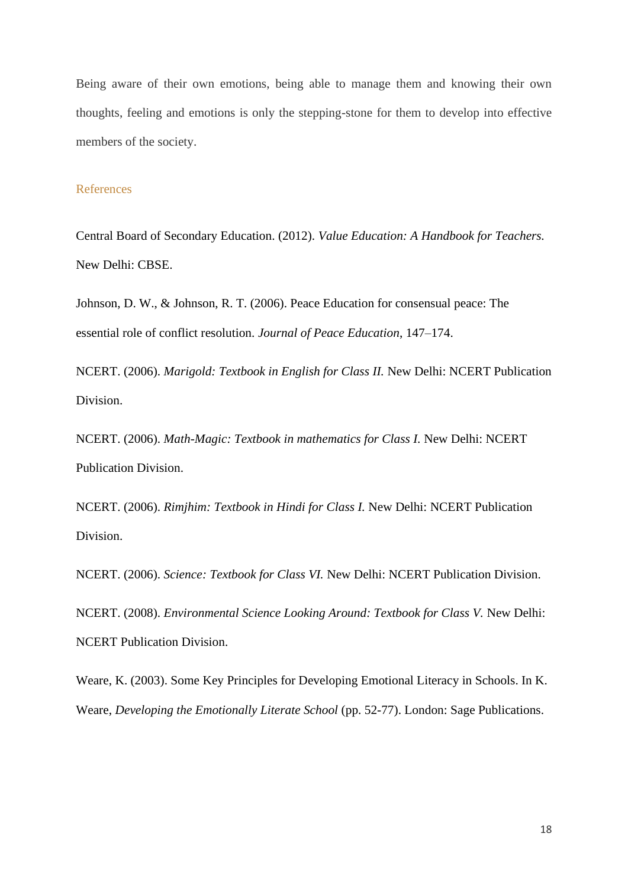Being aware of their own emotions, being able to manage them and knowing their own thoughts, feeling and emotions is only the stepping-stone for them to develop into effective members of the society.

## References

Central Board of Secondary Education. (2012). *Value Education: A Handbook for Teachers.* New Delhi: CBSE.

Johnson, D. W., & Johnson, R. T. (2006). Peace Education for consensual peace: The essential role of conflict resolution. *Journal of Peace Education*, 147–174.

NCERT. (2006). *Marigold: Textbook in English for Class II.* New Delhi: NCERT Publication Division.

NCERT. (2006). *Math-Magic: Textbook in mathematics for Class I.* New Delhi: NCERT Publication Division.

NCERT. (2006). *Rimjhim: Textbook in Hindi for Class I.* New Delhi: NCERT Publication Division.

NCERT. (2006). *Science: Textbook for Class VI.* New Delhi: NCERT Publication Division.

NCERT. (2008). *Environmental Science Looking Around: Textbook for Class V.* New Delhi: NCERT Publication Division.

Weare, K. (2003). Some Key Principles for Developing Emotional Literacy in Schools. In K. Weare, *Developing the Emotionally Literate School* (pp. 52-77). London: Sage Publications.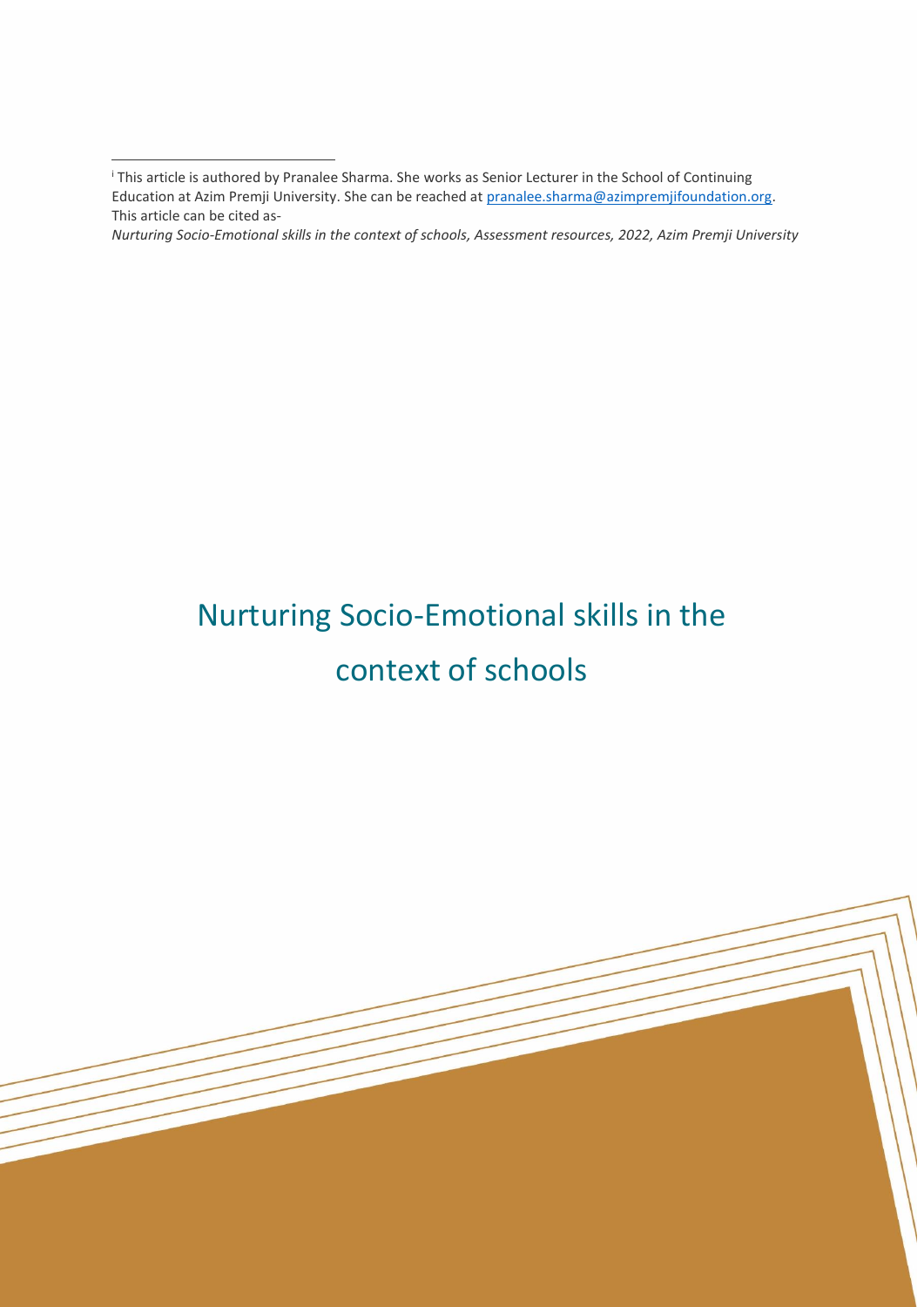[i] This article is authored by Pranalee Sharma. She works as Senior Lecturer in the School of Continuing Education at Azim Premji University. She can be reached at pranalee.sharma@azimpremjifoundation.org.
This article can be cited as-
*Nurturing Socio-Emotional skills in the context of schools, Assessment resources, 2022, Azim Premji University*

# Nurturing Socio-Emotional skills in the context of schools